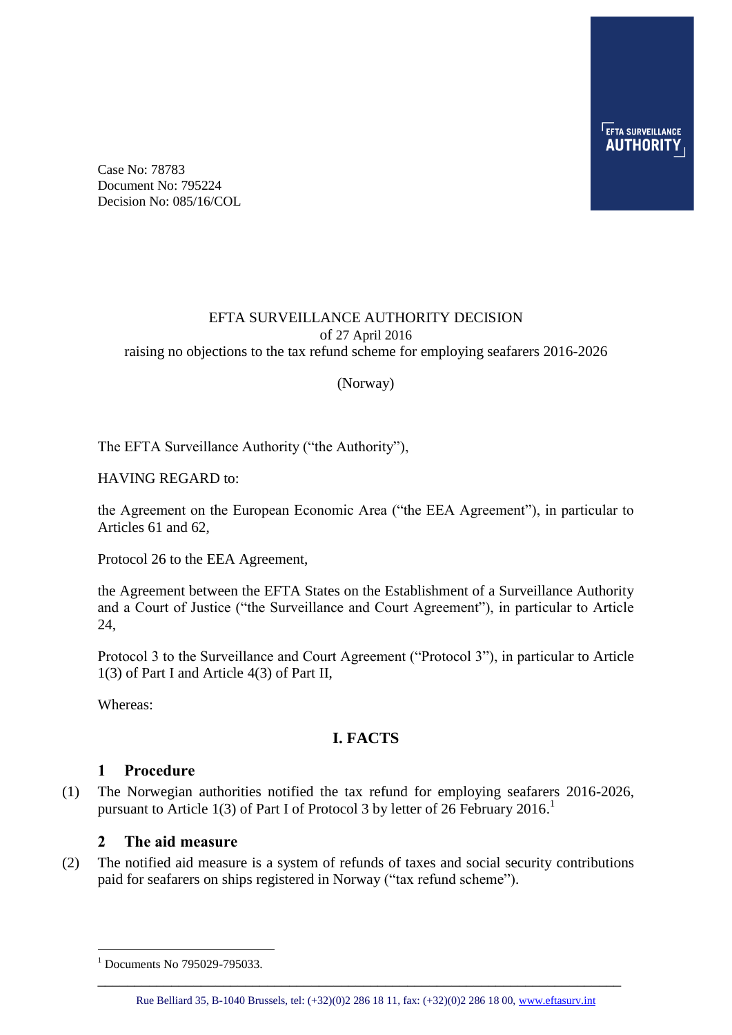Case No: 78783
Document No: 795224
Decision No: 085/16/COL

# EFTA SURVEILLANCE AUTHORITY DECISION

of 27 April 2016

raising no objections to the tax refund scheme for employing seafarers 2016-2026

(Norway)

The EFTA Surveillance Authority ("the Authority"),

HAVING REGARD to:

the Agreement on the European Economic Area ("the EEA Agreement"), in particular to Articles 61 and 62,

Protocol 26 to the EEA Agreement,

the Agreement between the EFTA States on the Establishment of a Surveillance Authority and a Court of Justice ("the Surveillance and Court Agreement"), in particular to Article 24,

Protocol 3 to the Surveillance and Court Agreement ("Protocol 3"), in particular to Article 1(3) of Part I and Article 4(3) of Part II,

Whereas:

## I. FACTS

### 1 Procedure

(1) The Norwegian authorities notified the tax refund for employing seafarers 2016-2026, pursuant to Article 1(3) of Part I of Protocol 3 by letter of 26 February 2016.[1]

### 2 The aid measure

(2) The notified aid measure is a system of refunds of taxes and social security contributions paid for seafarers on ships registered in Norway ("tax refund scheme").

[1] Documents No 795029-795033.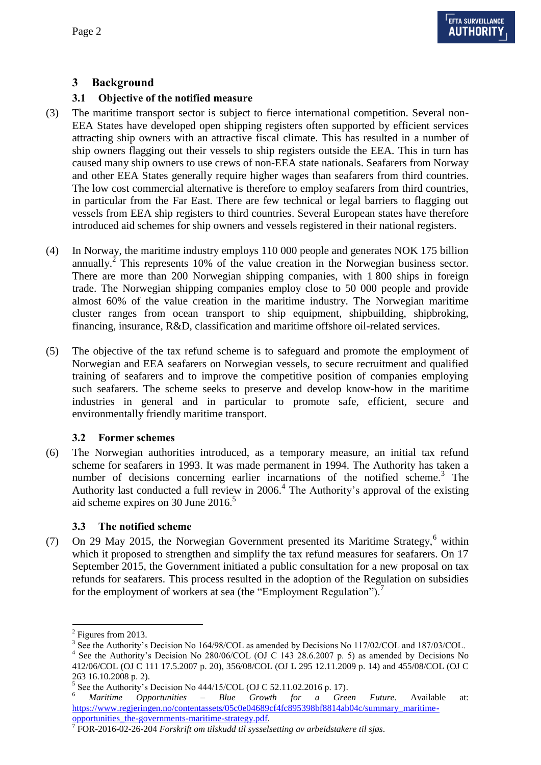## 3 Background

### 3.1 Objective of the notified measure

(3) The maritime transport sector is subject to fierce international competition. Several non-EEA States have developed open shipping registers often supported by efficient services attracting ship owners with an attractive fiscal climate. This has resulted in a number of ship owners flagging out their vessels to ship registers outside the EEA. This in turn has caused many ship owners to use crews of non-EEA state nationals. Seafarers from Norway and other EEA States generally require higher wages than seafarers from third countries. The low cost commercial alternative is therefore to employ seafarers from third countries, in particular from the Far East. There are few technical or legal barriers to flagging out vessels from EEA ship registers to third countries. Several European states have therefore introduced aid schemes for ship owners and vessels registered in their national registers.

(4) In Norway, the maritime industry employs 110 000 people and generates NOK 175 billion annually.[2] This represents 10% of the value creation in the Norwegian business sector. There are more than 200 Norwegian shipping companies, with 1 800 ships in foreign trade. The Norwegian shipping companies employ close to 50 000 people and provide almost 60% of the value creation in the maritime industry. The Norwegian maritime cluster ranges from ocean transport to ship equipment, shipbuilding, shipbroking, financing, insurance, R&D, classification and maritime offshore oil-related services.

(5) The objective of the tax refund scheme is to safeguard and promote the employment of Norwegian and EEA seafarers on Norwegian vessels, to secure recruitment and qualified training of seafarers and to improve the competitive position of companies employing such seafarers. The scheme seeks to preserve and develop know-how in the maritime industries in general and in particular to promote safe, efficient, secure and environmentally friendly maritime transport.

### 3.2 Former schemes

(6) The Norwegian authorities introduced, as a temporary measure, an initial tax refund scheme for seafarers in 1993. It was made permanent in 1994. The Authority has taken a number of decisions concerning earlier incarnations of the notified scheme.[3] The Authority last conducted a full review in 2006.[4] The Authority's approval of the existing aid scheme expires on 30 June 2016.[5]

### 3.3 The notified scheme

(7) On 29 May 2015, the Norwegian Government presented its Maritime Strategy,[6] within which it proposed to strengthen and simplify the tax refund measures for seafarers. On 17 September 2015, the Government initiated a public consultation for a new proposal on tax refunds for seafarers. This process resulted in the adoption of the Regulation on subsidies for the employment of workers at sea (the "Employment Regulation").[7]

---

[2] Figures from 2013.

[3] See the Authority's Decision No 164/98/COL as amended by Decisions No 117/02/COL and 187/03/COL.

[4] See the Authority's Decision No 280/06/COL (OJ C 143 28.6.2007 p. 5) as amended by Decisions No 412/06/COL (OJ C 111 17.5.2007 p. 20), 356/08/COL (OJ L 295 12.11.2009 p. 14) and 455/08/COL (OJ C 263 16.10.2008 p. 2).

[5] See the Authority's Decision No 444/15/COL (OJ C 52.11.02.2016 p. 17).

[6] *Maritime Opportunities – Blue Growth for a Green Future.* Available at: https://www.regjeringen.no/contentassets/05c0e04689cf4fc895398bf8814ab04c/summary_maritime-opportunities_the-governments-maritime-strategy.pdf.

[7] FOR-2016-02-26-204 *Forskrift om tilskudd til sysselsetting av arbeidstakere til sjøs*.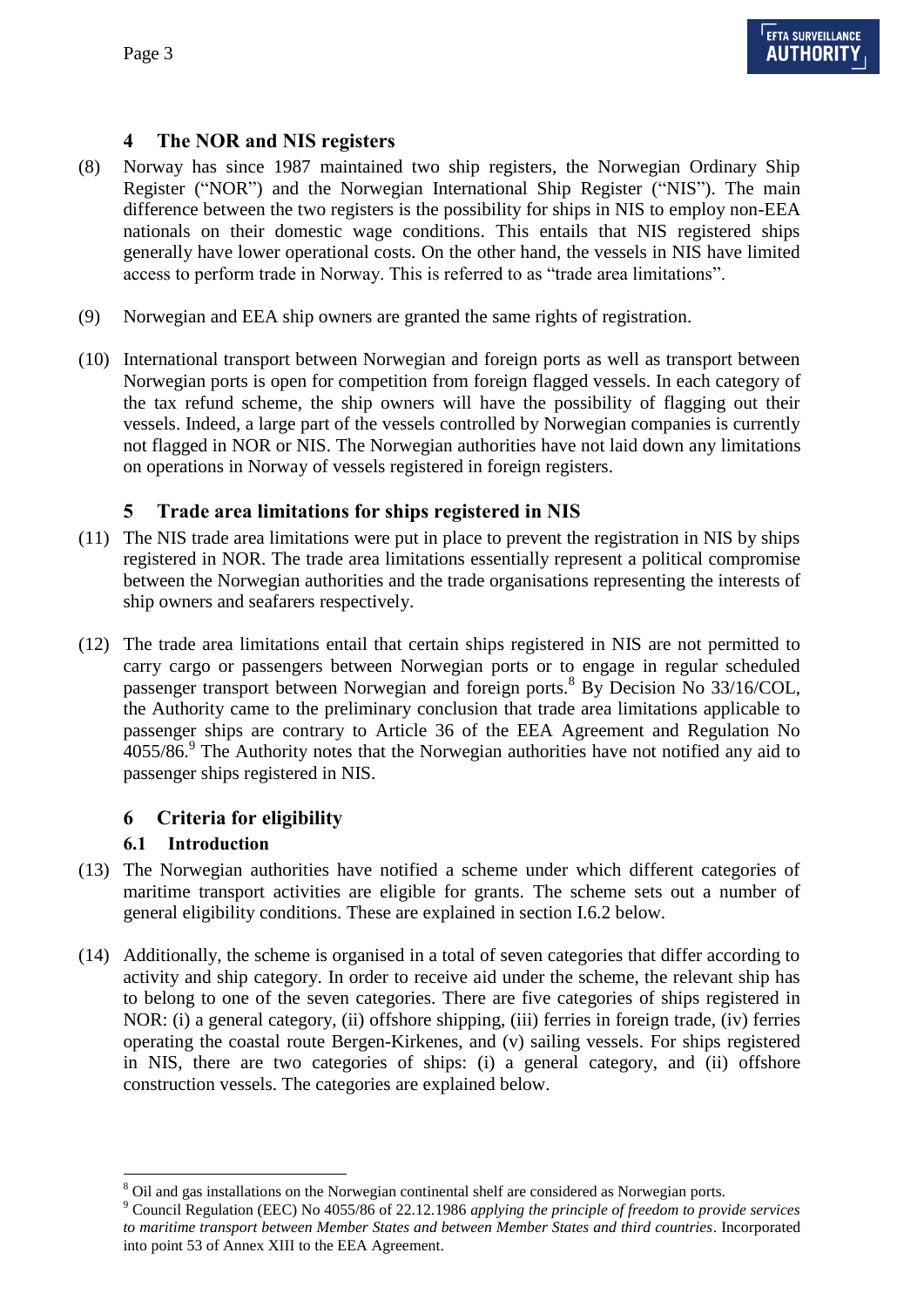## 4 The NOR and NIS registers

(8) Norway has since 1987 maintained two ship registers, the Norwegian Ordinary Ship Register ("NOR") and the Norwegian International Ship Register ("NIS"). The main difference between the two registers is the possibility for ships in NIS to employ non-EEA nationals on their domestic wage conditions. This entails that NIS registered ships generally have lower operational costs. On the other hand, the vessels in NIS have limited access to perform trade in Norway. This is referred to as "trade area limitations".

(9) Norwegian and EEA ship owners are granted the same rights of registration.

(10) International transport between Norwegian and foreign ports as well as transport between Norwegian ports is open for competition from foreign flagged vessels. In each category of the tax refund scheme, the ship owners will have the possibility of flagging out their vessels. Indeed, a large part of the vessels controlled by Norwegian companies is currently not flagged in NOR or NIS. The Norwegian authorities have not laid down any limitations on operations in Norway of vessels registered in foreign registers.

## 5 Trade area limitations for ships registered in NIS

(11) The NIS trade area limitations were put in place to prevent the registration in NIS by ships registered in NOR. The trade area limitations essentially represent a political compromise between the Norwegian authorities and the trade organisations representing the interests of ship owners and seafarers respectively.

(12) The trade area limitations entail that certain ships registered in NIS are not permitted to carry cargo or passengers between Norwegian ports or to engage in regular scheduled passenger transport between Norwegian and foreign ports.[8] By Decision No 33/16/COL, the Authority came to the preliminary conclusion that trade area limitations applicable to passenger ships are contrary to Article 36 of the EEA Agreement and Regulation No 4055/86.[9] The Authority notes that the Norwegian authorities have not notified any aid to passenger ships registered in NIS.

## 6 Criteria for eligibility

### 6.1 Introduction

(13) The Norwegian authorities have notified a scheme under which different categories of maritime transport activities are eligible for grants. The scheme sets out a number of general eligibility conditions. These are explained in section I.6.2 below.

(14) Additionally, the scheme is organised in a total of seven categories that differ according to activity and ship category. In order to receive aid under the scheme, the relevant ship has to belong to one of the seven categories. There are five categories of ships registered in NOR: (i) a general category, (ii) offshore shipping, (iii) ferries in foreign trade, (iv) ferries operating the coastal route Bergen-Kirkenes, and (v) sailing vessels. For ships registered in NIS, there are two categories of ships: (i) a general category, and (ii) offshore construction vessels. The categories are explained below.

---

[8] Oil and gas installations on the Norwegian continental shelf are considered as Norwegian ports.

[9] Council Regulation (EEC) No 4055/86 of 22.12.1986 *applying the principle of freedom to provide services to maritime transport between Member States and between Member States and third countries*. Incorporated into point 53 of Annex XIII to the EEA Agreement.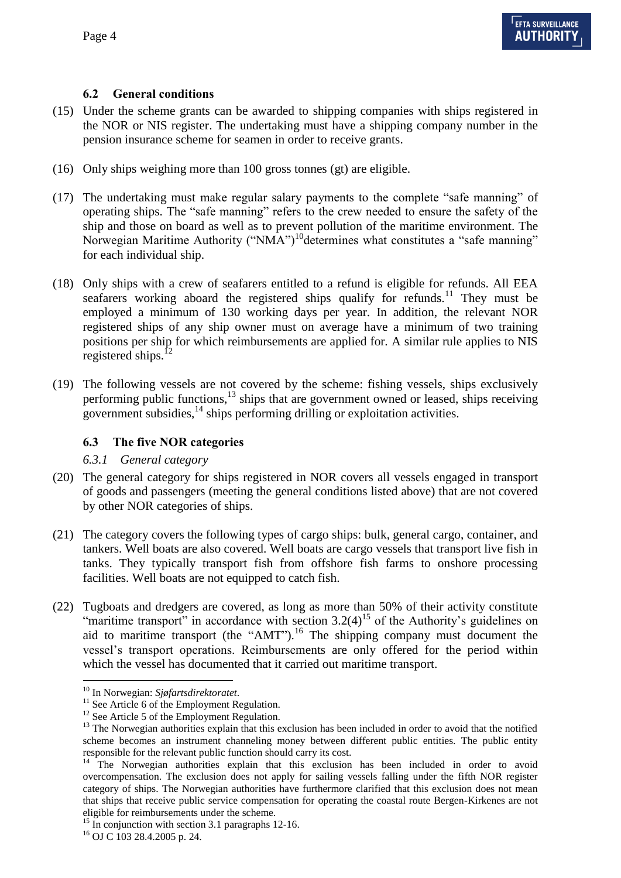### 6.2 General conditions

(15) Under the scheme grants can be awarded to shipping companies with ships registered in the NOR or NIS register. The undertaking must have a shipping company number in the pension insurance scheme for seamen in order to receive grants.

(16) Only ships weighing more than 100 gross tonnes (gt) are eligible.

(17) The undertaking must make regular salary payments to the complete "safe manning" of operating ships. The "safe manning" refers to the crew needed to ensure the safety of the ship and those on board as well as to prevent pollution of the maritime environment. The Norwegian Maritime Authority ("NMA")[10]determines what constitutes a "safe manning" for each individual ship.

(18) Only ships with a crew of seafarers entitled to a refund is eligible for refunds. All EEA seafarers working aboard the registered ships qualify for refunds.[11] They must be employed a minimum of 130 working days per year. In addition, the relevant NOR registered ships of any ship owner must on average have a minimum of two training positions per ship for which reimbursements are applied for. A similar rule applies to NIS registered ships.[12]

(19) The following vessels are not covered by the scheme: fishing vessels, ships exclusively performing public functions,[13] ships that are government owned or leased, ships receiving government subsidies,[14] ships performing drilling or exploitation activities.

### 6.3 The five NOR categories

#### *6.3.1 General category*

(20) The general category for ships registered in NOR covers all vessels engaged in transport of goods and passengers (meeting the general conditions listed above) that are not covered by other NOR categories of ships.

(21) The category covers the following types of cargo ships: bulk, general cargo, container, and tankers. Well boats are also covered. Well boats are cargo vessels that transport live fish in tanks. They typically transport fish from offshore fish farms to onshore processing facilities. Well boats are not equipped to catch fish.

(22) Tugboats and dredgers are covered, as long as more than 50% of their activity constitute "maritime transport" in accordance with section 3.2(4)[15] of the Authority's guidelines on aid to maritime transport (the "AMT").[16] The shipping company must document the vessel's transport operations. Reimbursements are only offered for the period within which the vessel has documented that it carried out maritime transport.

---

[10] In Norwegian: *Sjøfartsdirektoratet*.

[11] See Article 6 of the Employment Regulation.

[12] See Article 5 of the Employment Regulation.

[13] The Norwegian authorities explain that this exclusion has been included in order to avoid that the notified scheme becomes an instrument channeling money between different public entities. The public entity responsible for the relevant public function should carry its cost.

[14] The Norwegian authorities explain that this exclusion has been included in order to avoid overcompensation. The exclusion does not apply for sailing vessels falling under the fifth NOR register category of ships. The Norwegian authorities furthermore clarified that this exclusion does not mean that ships that receive public service compensation for operating the coastal route Bergen-Kirkenes are not eligible for reimbursements under the scheme.

[15] In conjunction with section 3.1 paragraphs 12-16.

[16] OJ C 103 28.4.2005 p. 24.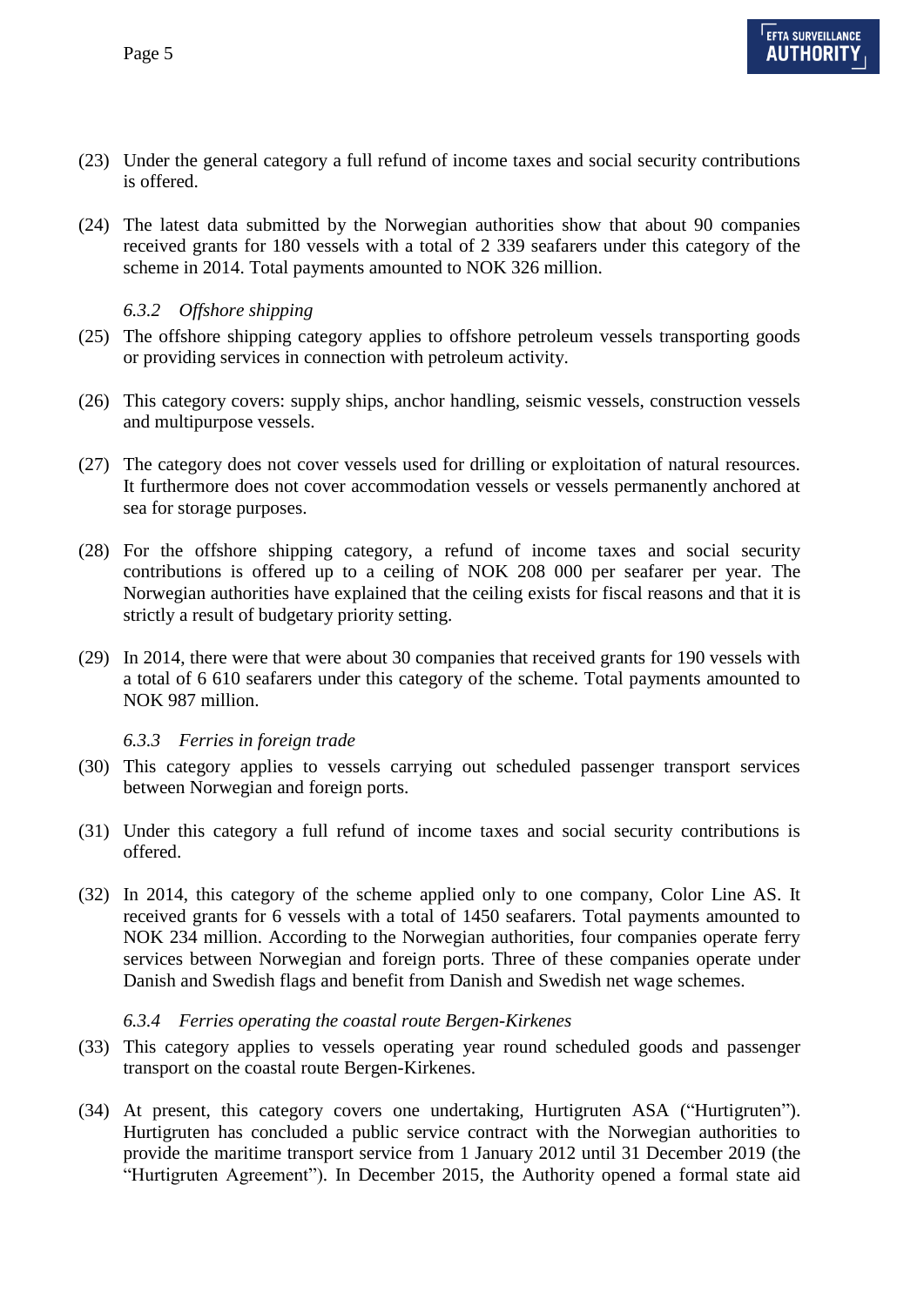(23) Under the general category a full refund of income taxes and social security contributions is offered.

(24) The latest data submitted by the Norwegian authorities show that about 90 companies received grants for 180 vessels with a total of 2 339 seafarers under this category of the scheme in 2014. Total payments amounted to NOK 326 million.

#### *6.3.2 Offshore shipping*

(25) The offshore shipping category applies to offshore petroleum vessels transporting goods or providing services in connection with petroleum activity.

(26) This category covers: supply ships, anchor handling, seismic vessels, construction vessels and multipurpose vessels.

(27) The category does not cover vessels used for drilling or exploitation of natural resources. It furthermore does not cover accommodation vessels or vessels permanently anchored at sea for storage purposes.

(28) For the offshore shipping category, a refund of income taxes and social security contributions is offered up to a ceiling of NOK 208 000 per seafarer per year. The Norwegian authorities have explained that the ceiling exists for fiscal reasons and that it is strictly a result of budgetary priority setting.

(29) In 2014, there were that were about 30 companies that received grants for 190 vessels with a total of 6 610 seafarers under this category of the scheme. Total payments amounted to NOK 987 million.

#### *6.3.3 Ferries in foreign trade*

(30) This category applies to vessels carrying out scheduled passenger transport services between Norwegian and foreign ports.

(31) Under this category a full refund of income taxes and social security contributions is offered.

(32) In 2014, this category of the scheme applied only to one company, Color Line AS. It received grants for 6 vessels with a total of 1450 seafarers. Total payments amounted to NOK 234 million. According to the Norwegian authorities, four companies operate ferry services between Norwegian and foreign ports. Three of these companies operate under Danish and Swedish flags and benefit from Danish and Swedish net wage schemes.

#### *6.3.4 Ferries operating the coastal route Bergen-Kirkenes*

(33) This category applies to vessels operating year round scheduled goods and passenger transport on the coastal route Bergen-Kirkenes.

(34) At present, this category covers one undertaking, Hurtigruten ASA ("Hurtigruten"). Hurtigruten has concluded a public service contract with the Norwegian authorities to provide the maritime transport service from 1 January 2012 until 31 December 2019 (the "Hurtigruten Agreement"). In December 2015, the Authority opened a formal state aid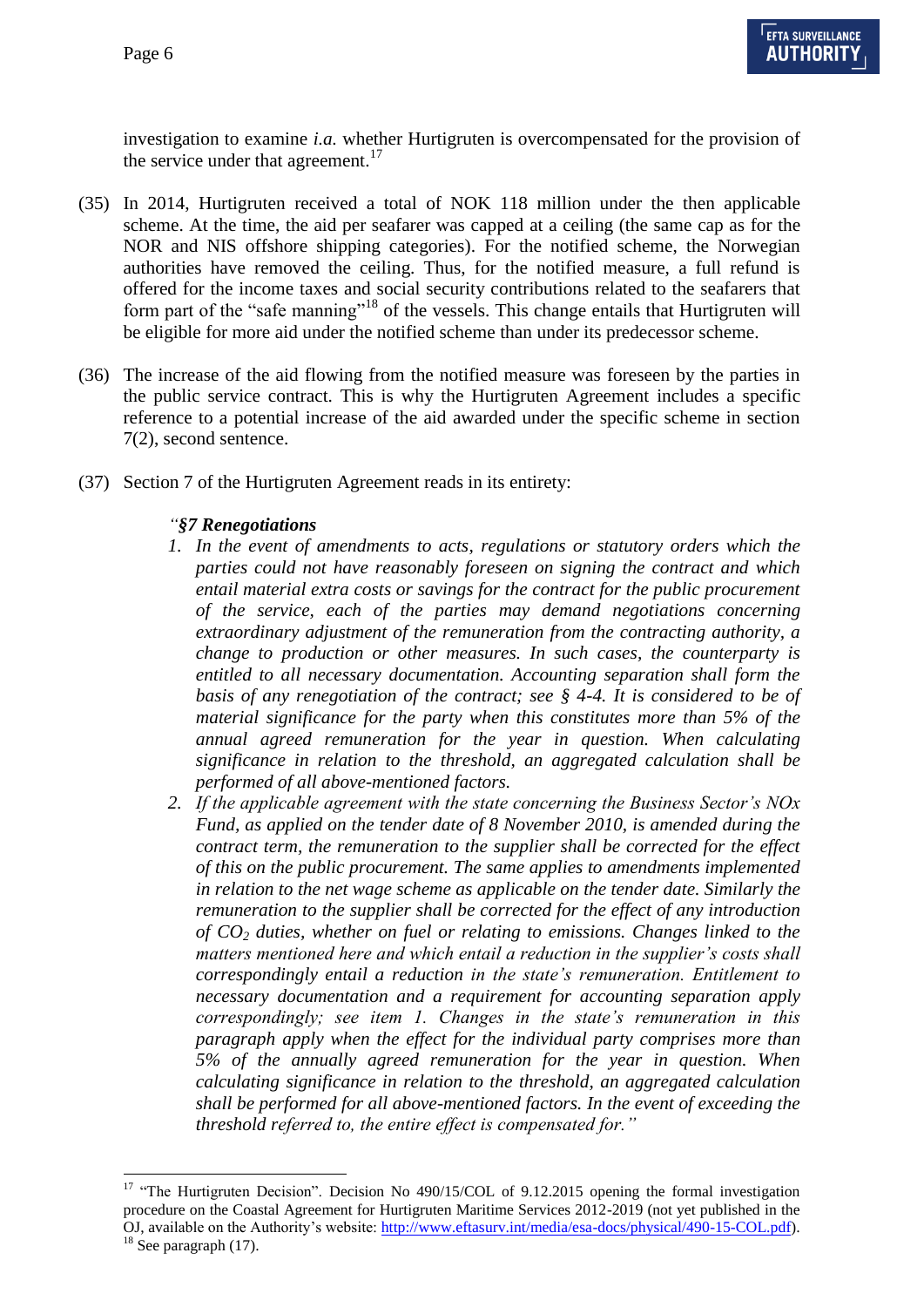investigation to examine *i.a.* whether Hurtigruten is overcompensated for the provision of the service under that agreement.[17]

(35) In 2014, Hurtigruten received a total of NOK 118 million under the then applicable scheme. At the time, the aid per seafarer was capped at a ceiling (the same cap as for the NOR and NIS offshore shipping categories). For the notified scheme, the Norwegian authorities have removed the ceiling. Thus, for the notified measure, a full refund is offered for the income taxes and social security contributions related to the seafarers that form part of the "safe manning"[18] of the vessels. This change entails that Hurtigruten will be eligible for more aid under the notified scheme than under its predecessor scheme.

(36) The increase of the aid flowing from the notified measure was foreseen by the parties in the public service contract. This is why the Hurtigruten Agreement includes a specific reference to a potential increase of the aid awarded under the specific scheme in section 7(2), second sentence.

(37) Section 7 of the Hurtigruten Agreement reads in its entirety:

*"**§7 Renegotiations***

1. *In the event of amendments to acts, regulations or statutory orders which the parties could not have reasonably foreseen on signing the contract and which entail material extra costs or savings for the contract for the public procurement of the service, each of the parties may demand negotiations concerning extraordinary adjustment of the remuneration from the contracting authority, a change to production or other measures. In such cases, the counterparty is entitled to all necessary documentation. Accounting separation shall form the basis of any renegotiation of the contract; see § 4-4. It is considered to be of material significance for the party when this constitutes more than 5% of the annual agreed remuneration for the year in question. When calculating significance in relation to the threshold, an aggregated calculation shall be performed of all above-mentioned factors.*
2. *If the applicable agreement with the state concerning the Business Sector's NOx Fund, as applied on the tender date of 8 November 2010, is amended during the contract term, the remuneration to the supplier shall be corrected for the effect of this on the public procurement. The same applies to amendments implemented in relation to the net wage scheme as applicable on the tender date. Similarly the remuneration to the supplier shall be corrected for the effect of any introduction of $CO_2$ duties, whether on fuel or relating to emissions. Changes linked to the matters mentioned here and which entail a reduction in the supplier's costs shall correspondingly entail a reduction in the state's remuneration. Entitlement to necessary documentation and a requirement for accounting separation apply correspondingly; see item 1. Changes in the state's remuneration in this paragraph apply when the effect for the individual party comprises more than 5% of the annually agreed remuneration for the year in question. When calculating significance in relation to the threshold, an aggregated calculation shall be performed for all above-mentioned factors. In the event of exceeding the threshold referred to, the entire effect is compensated for."*

---

[17] "The Hurtigruten Decision". Decision No 490/15/COL of 9.12.2015 opening the formal investigation procedure on the Coastal Agreement for Hurtigruten Maritime Services 2012-2019 (not yet published in the OJ, available on the Authority's website: http://www.eftasurv.int/media/esa-docs/physical/490-15-COL.pdf).

[18] See paragraph (17).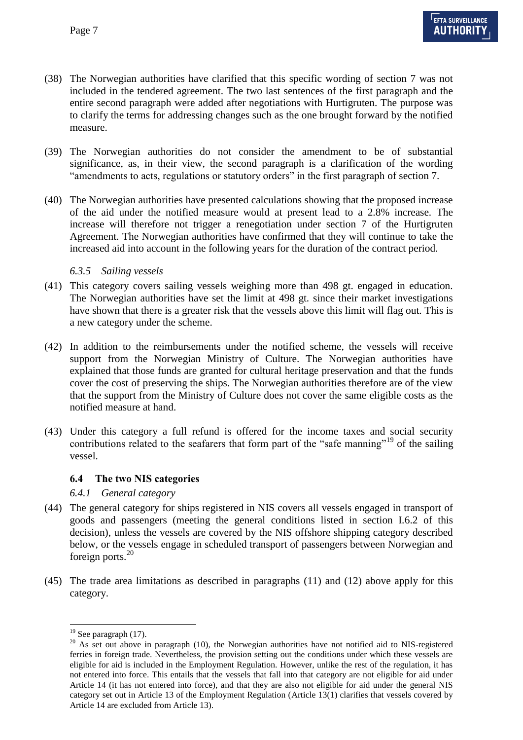(38) The Norwegian authorities have clarified that this specific wording of section 7 was not included in the tendered agreement. The two last sentences of the first paragraph and the entire second paragraph were added after negotiations with Hurtigruten. The purpose was to clarify the terms for addressing changes such as the one brought forward by the notified measure.

(39) The Norwegian authorities do not consider the amendment to be of substantial significance, as, in their view, the second paragraph is a clarification of the wording "amendments to acts, regulations or statutory orders" in the first paragraph of section 7.

(40) The Norwegian authorities have presented calculations showing that the proposed increase of the aid under the notified measure would at present lead to a 2.8% increase. The increase will therefore not trigger a renegotiation under section 7 of the Hurtigruten Agreement. The Norwegian authorities have confirmed that they will continue to take the increased aid into account in the following years for the duration of the contract period.

#### *6.3.5 Sailing vessels*

(41) This category covers sailing vessels weighing more than 498 gt. engaged in education. The Norwegian authorities have set the limit at 498 gt. since their market investigations have shown that there is a greater risk that the vessels above this limit will flag out. This is a new category under the scheme.

(42) In addition to the reimbursements under the notified scheme, the vessels will receive support from the Norwegian Ministry of Culture. The Norwegian authorities have explained that those funds are granted for cultural heritage preservation and that the funds cover the cost of preserving the ships. The Norwegian authorities therefore are of the view that the support from the Ministry of Culture does not cover the same eligible costs as the notified measure at hand.

(43) Under this category a full refund is offered for the income taxes and social security contributions related to the seafarers that form part of the "safe manning"[19] of the sailing vessel.

### 6.4 The two NIS categories

#### *6.4.1 General category*

(44) The general category for ships registered in NIS covers all vessels engaged in transport of goods and passengers (meeting the general conditions listed in section I.6.2 of this decision), unless the vessels are covered by the NIS offshore shipping category described below, or the vessels engage in scheduled transport of passengers between Norwegian and foreign ports.[20]

(45) The trade area limitations as described in paragraphs (11) and (12) above apply for this category.

---

[19] See paragraph (17).

[20] As set out above in paragraph (10), the Norwegian authorities have not notified aid to NIS-registered ferries in foreign trade. Nevertheless, the provision setting out the conditions under which these vessels are eligible for aid is included in the Employment Regulation. However, unlike the rest of the regulation, it has not entered into force. This entails that the vessels that fall into that category are not eligible for aid under Article 14 (it has not entered into force), and that they are also not eligible for aid under the general NIS category set out in Article 13 of the Employment Regulation (Article 13(1) clarifies that vessels covered by Article 14 are excluded from Article 13).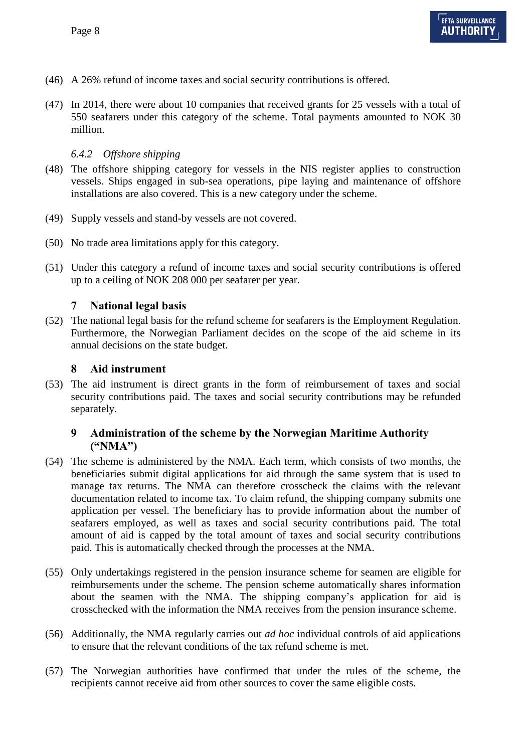(46) A 26% refund of income taxes and social security contributions is offered.

(47) In 2014, there were about 10 companies that received grants for 25 vessels with a total of 550 seafarers under this category of the scheme. Total payments amounted to NOK 30 million.

#### *6.4.2 Offshore shipping*

(48) The offshore shipping category for vessels in the NIS register applies to construction vessels. Ships engaged in sub-sea operations, pipe laying and maintenance of offshore installations are also covered. This is a new category under the scheme.

(49) Supply vessels and stand-by vessels are not covered.

(50) No trade area limitations apply for this category.

(51) Under this category a refund of income taxes and social security contributions is offered up to a ceiling of NOK 208 000 per seafarer per year.

## 7 National legal basis

(52) The national legal basis for the refund scheme for seafarers is the Employment Regulation. Furthermore, the Norwegian Parliament decides on the scope of the aid scheme in its annual decisions on the state budget.

## 8 Aid instrument

(53) The aid instrument is direct grants in the form of reimbursement of taxes and social security contributions paid. The taxes and social security contributions may be refunded separately.

## 9 Administration of the scheme by the Norwegian Maritime Authority ("NMA")

(54) The scheme is administered by the NMA. Each term, which consists of two months, the beneficiaries submit digital applications for aid through the same system that is used to manage tax returns. The NMA can therefore crosscheck the claims with the relevant documentation related to income tax. To claim refund, the shipping company submits one application per vessel. The beneficiary has to provide information about the number of seafarers employed, as well as taxes and social security contributions paid. The total amount of aid is capped by the total amount of taxes and social security contributions paid. This is automatically checked through the processes at the NMA.

(55) Only undertakings registered in the pension insurance scheme for seamen are eligible for reimbursements under the scheme. The pension scheme automatically shares information about the seamen with the NMA. The shipping company's application for aid is crosschecked with the information the NMA receives from the pension insurance scheme.

(56) Additionally, the NMA regularly carries out *ad hoc* individual controls of aid applications to ensure that the relevant conditions of the tax refund scheme is met.

(57) The Norwegian authorities have confirmed that under the rules of the scheme, the recipients cannot receive aid from other sources to cover the same eligible costs.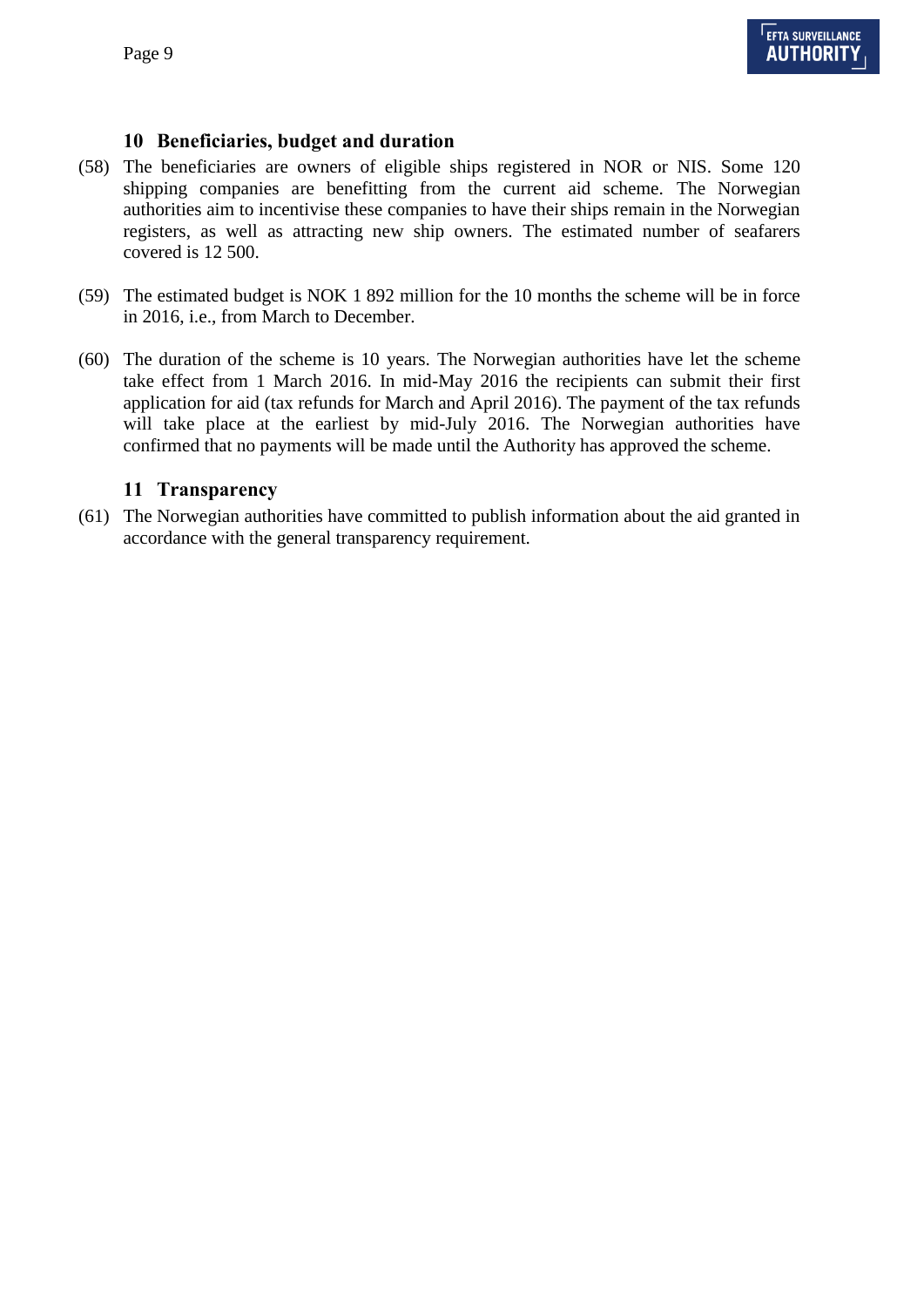## 10 Beneficiaries, budget and duration

(58) The beneficiaries are owners of eligible ships registered in NOR or NIS. Some 120 shipping companies are benefitting from the current aid scheme. The Norwegian authorities aim to incentivise these companies to have their ships remain in the Norwegian registers, as well as attracting new ship owners. The estimated number of seafarers covered is 12 500.

(59) The estimated budget is NOK 1 892 million for the 10 months the scheme will be in force in 2016, i.e., from March to December.

(60) The duration of the scheme is 10 years. The Norwegian authorities have let the scheme take effect from 1 March 2016. In mid-May 2016 the recipients can submit their first application for aid (tax refunds for March and April 2016). The payment of the tax refunds will take place at the earliest by mid-July 2016. The Norwegian authorities have confirmed that no payments will be made until the Authority has approved the scheme.

## 11 Transparency

(61) The Norwegian authorities have committed to publish information about the aid granted in accordance with the general transparency requirement.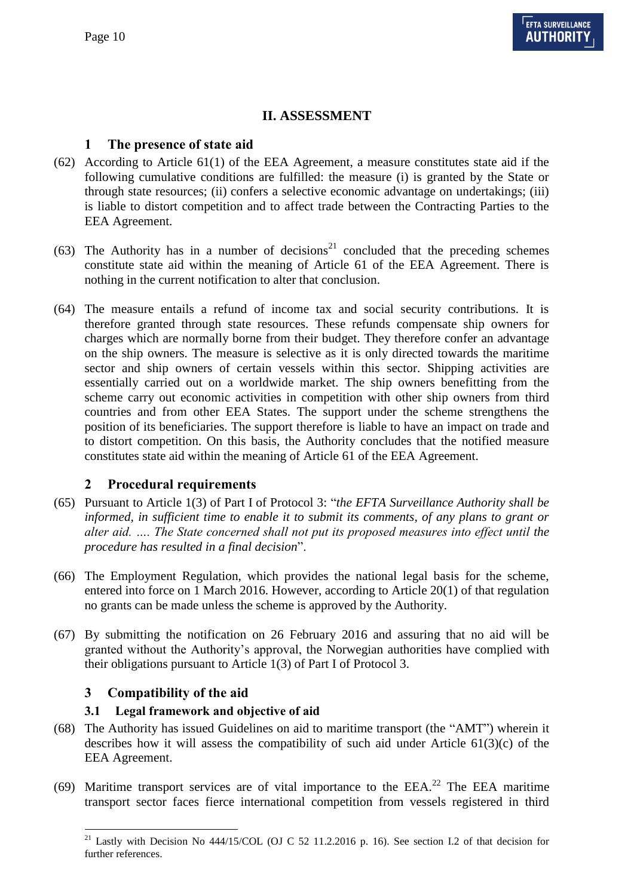## II. ASSESSMENT

### 1 The presence of state aid

(62) According to Article 61(1) of the EEA Agreement, a measure constitutes state aid if the following cumulative conditions are fulfilled: the measure (i) is granted by the State or through state resources; (ii) confers a selective economic advantage on undertakings; (iii) is liable to distort competition and to affect trade between the Contracting Parties to the EEA Agreement.

(63) The Authority has in a number of decisions[21] concluded that the preceding schemes constitute state aid within the meaning of Article 61 of the EEA Agreement. There is nothing in the current notification to alter that conclusion.

(64) The measure entails a refund of income tax and social security contributions. It is therefore granted through state resources. These refunds compensate ship owners for charges which are normally borne from their budget. They therefore confer an advantage on the ship owners. The measure is selective as it is only directed towards the maritime sector and ship owners of certain vessels within this sector. Shipping activities are essentially carried out on a worldwide market. The ship owners benefitting from the scheme carry out economic activities in competition with other ship owners from third countries and from other EEA States. The support under the scheme strengthens the position of its beneficiaries. The support therefore is liable to have an impact on trade and to distort competition. On this basis, the Authority concludes that the notified measure constitutes state aid within the meaning of Article 61 of the EEA Agreement.

### 2 Procedural requirements

(65) Pursuant to Article 1(3) of Part I of Protocol 3: "*the EFTA Surveillance Authority shall be informed, in sufficient time to enable it to submit its comments, of any plans to grant or alter aid. …. The State concerned shall not put its proposed measures into effect until the procedure has resulted in a final decision*".

(66) The Employment Regulation, which provides the national legal basis for the scheme, entered into force on 1 March 2016. However, according to Article 20(1) of that regulation no grants can be made unless the scheme is approved by the Authority.

(67) By submitting the notification on 26 February 2016 and assuring that no aid will be granted without the Authority's approval, the Norwegian authorities have complied with their obligations pursuant to Article 1(3) of Part I of Protocol 3.

### 3 Compatibility of the aid

#### 3.1 Legal framework and objective of aid

(68) The Authority has issued Guidelines on aid to maritime transport (the "AMT") wherein it describes how it will assess the compatibility of such aid under Article 61(3)(c) of the EEA Agreement.

(69) Maritime transport services are of vital importance to the EEA.[22] The EEA maritime transport sector faces fierce international competition from vessels registered in third

---

[21] Lastly with Decision No 444/15/COL (OJ C 52 11.2.2016 p. 16). See section I.2 of that decision for further references.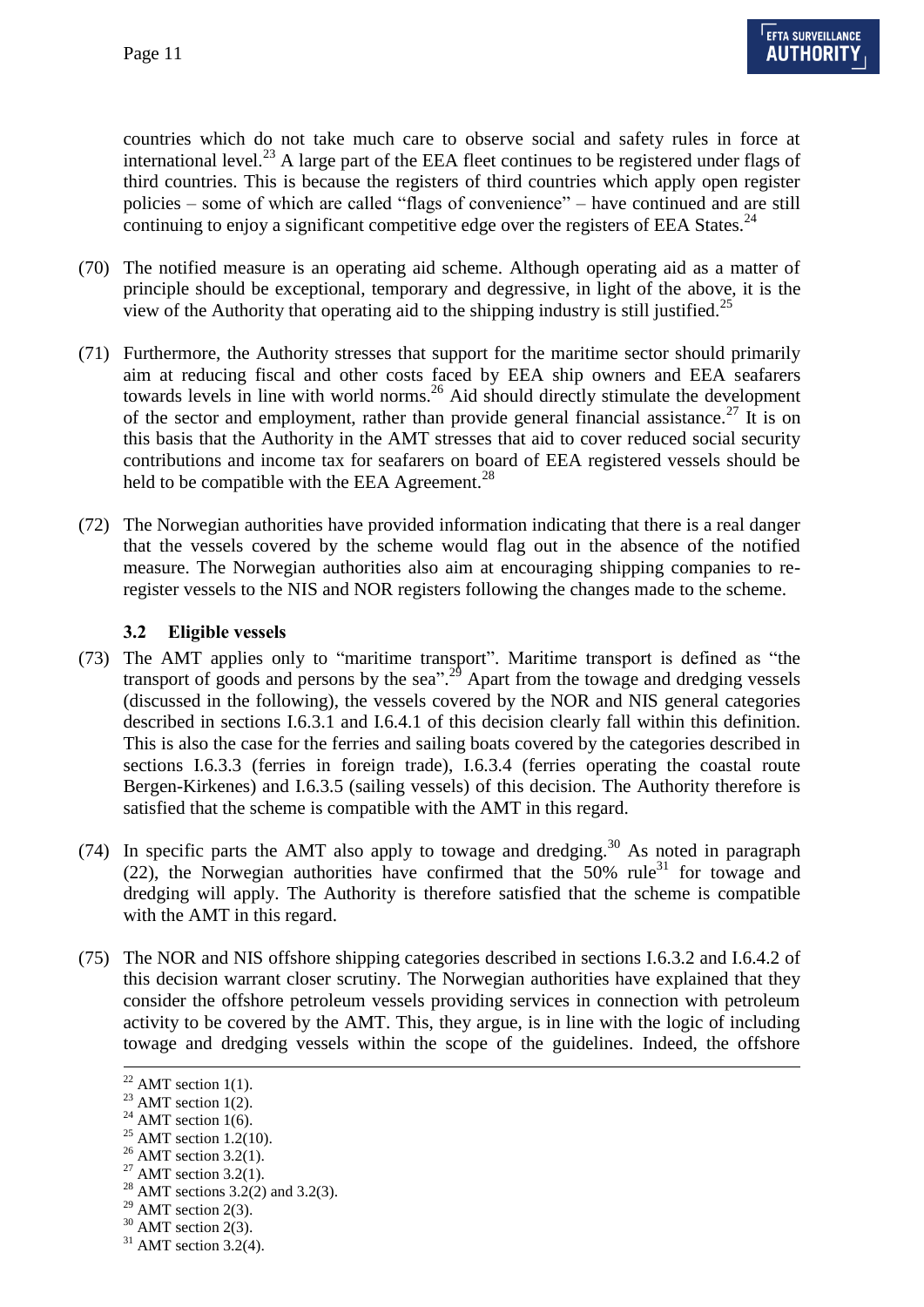countries which do not take much care to observe social and safety rules in force at international level.[23] A large part of the EEA fleet continues to be registered under flags of third countries. This is because the registers of third countries which apply open register policies – some of which are called "flags of convenience" – have continued and are still continuing to enjoy a significant competitive edge over the registers of EEA States.[24]

(70) The notified measure is an operating aid scheme. Although operating aid as a matter of principle should be exceptional, temporary and degressive, in light of the above, it is the view of the Authority that operating aid to the shipping industry is still justified.[25]

(71) Furthermore, the Authority stresses that support for the maritime sector should primarily aim at reducing fiscal and other costs faced by EEA ship owners and EEA seafarers towards levels in line with world norms.[26] Aid should directly stimulate the development of the sector and employment, rather than provide general financial assistance.[27] It is on this basis that the Authority in the AMT stresses that aid to cover reduced social security contributions and income tax for seafarers on board of EEA registered vessels should be held to be compatible with the EEA Agreement.[28]

(72) The Norwegian authorities have provided information indicating that there is a real danger that the vessels covered by the scheme would flag out in the absence of the notified measure. The Norwegian authorities also aim at encouraging shipping companies to re-register vessels to the NIS and NOR registers following the changes made to the scheme.

### 3.2 Eligible vessels

(73) The AMT applies only to "maritime transport". Maritime transport is defined as "the transport of goods and persons by the sea".[29] Apart from the towage and dredging vessels (discussed in the following), the vessels covered by the NOR and NIS general categories described in sections I.6.3.1 and I.6.4.1 of this decision clearly fall within this definition. This is also the case for the ferries and sailing boats covered by the categories described in sections I.6.3.3 (ferries in foreign trade), I.6.3.4 (ferries operating the coastal route Bergen-Kirkenes) and I.6.3.5 (sailing vessels) of this decision. The Authority therefore is satisfied that the scheme is compatible with the AMT in this regard.

(74) In specific parts the AMT also apply to towage and dredging.[30] As noted in paragraph (22), the Norwegian authorities have confirmed that the 50% rule[31] for towage and dredging will apply. The Authority is therefore satisfied that the scheme is compatible with the AMT in this regard.

(75) The NOR and NIS offshore shipping categories described in sections I.6.3.2 and I.6.4.2 of this decision warrant closer scrutiny. The Norwegian authorities have explained that they consider the offshore petroleum vessels providing services in connection with petroleum activity to be covered by the AMT. This, they argue, is in line with the logic of including towage and dredging vessels within the scope of the guidelines. Indeed, the offshore

---

[22] AMT section 1(1).
[23] AMT section 1(2).
[24] AMT section 1(6).
[25] AMT section 1.2(10).
[26] AMT section 3.2(1).
[27] AMT section 3.2(1).
[28] AMT sections 3.2(2) and 3.2(3).
[29] AMT section 2(3).
[30] AMT section 2(3).
[31] AMT section 3.2(4).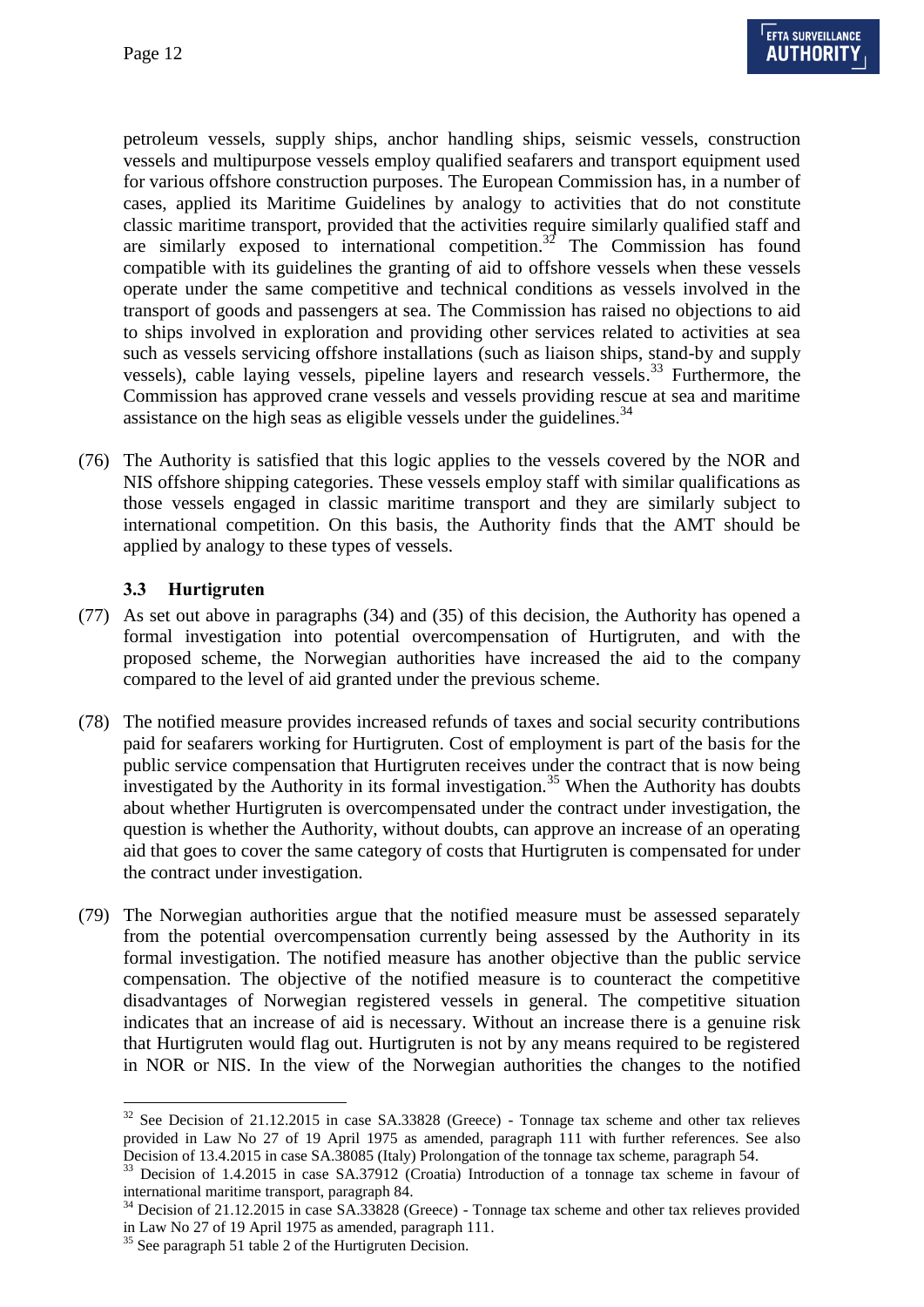petroleum vessels, supply ships, anchor handling ships, seismic vessels, construction vessels and multipurpose vessels employ qualified seafarers and transport equipment used for various offshore construction purposes. The European Commission has, in a number of cases, applied its Maritime Guidelines by analogy to activities that do not constitute classic maritime transport, provided that the activities require similarly qualified staff and are similarly exposed to international competition.[32] The Commission has found compatible with its guidelines the granting of aid to offshore vessels when these vessels operate under the same competitive and technical conditions as vessels involved in the transport of goods and passengers at sea. The Commission has raised no objections to aid to ships involved in exploration and providing other services related to activities at sea such as vessels servicing offshore installations (such as liaison ships, stand-by and supply vessels), cable laying vessels, pipeline layers and research vessels.[33] Furthermore, the Commission has approved crane vessels and vessels providing rescue at sea and maritime assistance on the high seas as eligible vessels under the guidelines.[34]

(76) The Authority is satisfied that this logic applies to the vessels covered by the NOR and NIS offshore shipping categories. These vessels employ staff with similar qualifications as those vessels engaged in classic maritime transport and they are similarly subject to international competition. On this basis, the Authority finds that the AMT should be applied by analogy to these types of vessels.

### 3.3 Hurtigruten

(77) As set out above in paragraphs (34) and (35) of this decision, the Authority has opened a formal investigation into potential overcompensation of Hurtigruten, and with the proposed scheme, the Norwegian authorities have increased the aid to the company compared to the level of aid granted under the previous scheme.

(78) The notified measure provides increased refunds of taxes and social security contributions paid for seafarers working for Hurtigruten. Cost of employment is part of the basis for the public service compensation that Hurtigruten receives under the contract that is now being investigated by the Authority in its formal investigation.[35] When the Authority has doubts about whether Hurtigruten is overcompensated under the contract under investigation, the question is whether the Authority, without doubts, can approve an increase of an operating aid that goes to cover the same category of costs that Hurtigruten is compensated for under the contract under investigation.

(79) The Norwegian authorities argue that the notified measure must be assessed separately from the potential overcompensation currently being assessed by the Authority in its formal investigation. The notified measure has another objective than the public service compensation. The objective of the notified measure is to counteract the competitive disadvantages of Norwegian registered vessels in general. The competitive situation indicates that an increase of aid is necessary. Without an increase there is a genuine risk that Hurtigruten would flag out. Hurtigruten is not by any means required to be registered in NOR or NIS. In the view of the Norwegian authorities the changes to the notified

---

[32] See Decision of 21.12.2015 in case SA.33828 (Greece) - Tonnage tax scheme and other tax relieves provided in Law No 27 of 19 April 1975 as amended, paragraph 111 with further references. See also Decision of 13.4.2015 in case SA.38085 (Italy) Prolongation of the tonnage tax scheme, paragraph 54.

[33] Decision of 1.4.2015 in case SA.37912 (Croatia) Introduction of a tonnage tax scheme in favour of international maritime transport, paragraph 84.

[34] Decision of 21.12.2015 in case SA.33828 (Greece) - Tonnage tax scheme and other tax relieves provided in Law No 27 of 19 April 1975 as amended, paragraph 111.

[35] See paragraph 51 table 2 of the Hurtigruten Decision.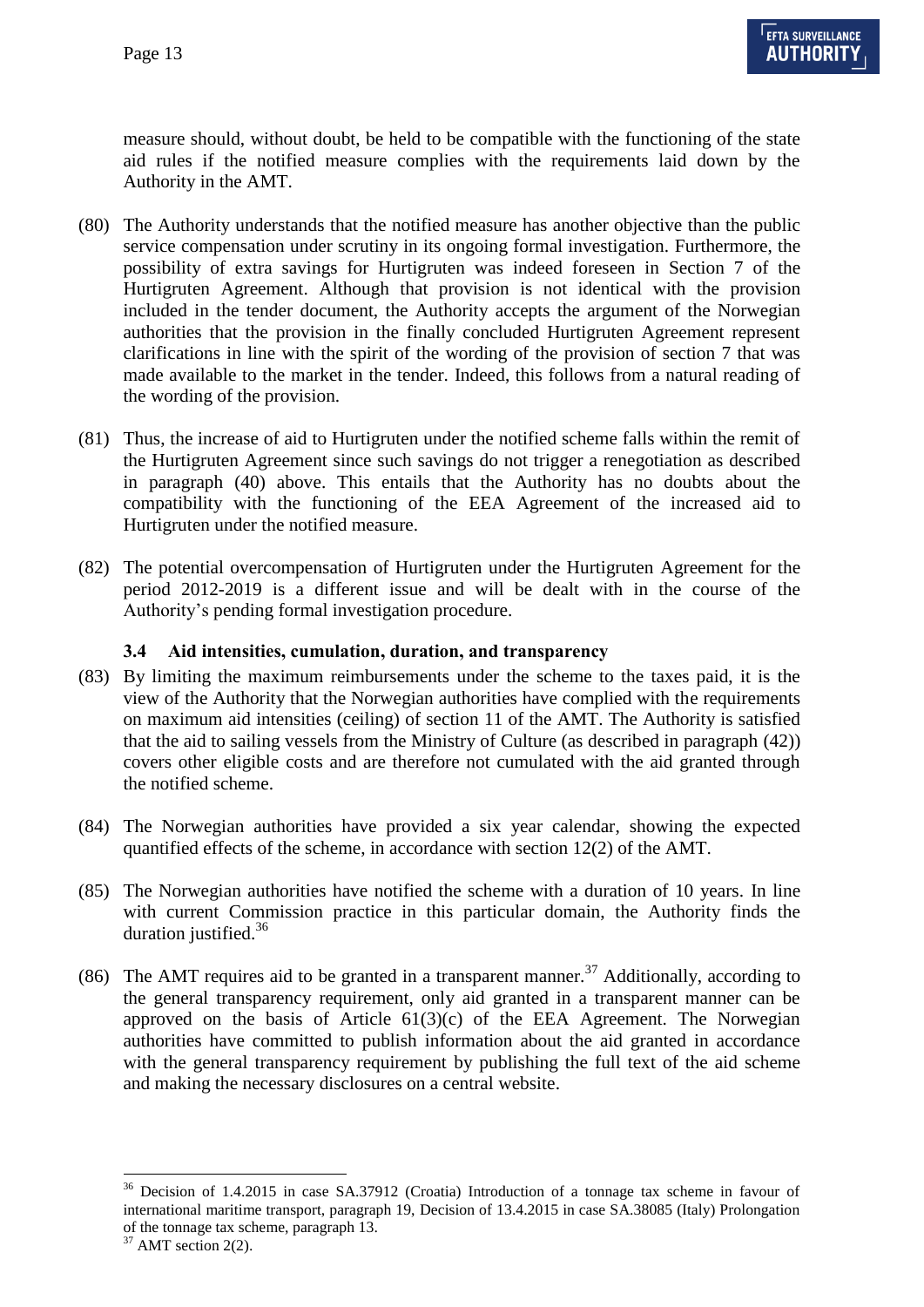measure should, without doubt, be held to be compatible with the functioning of the state aid rules if the notified measure complies with the requirements laid down by the Authority in the AMT.

(80) The Authority understands that the notified measure has another objective than the public service compensation under scrutiny in its ongoing formal investigation. Furthermore, the possibility of extra savings for Hurtigruten was indeed foreseen in Section 7 of the Hurtigruten Agreement. Although that provision is not identical with the provision included in the tender document, the Authority accepts the argument of the Norwegian authorities that the provision in the finally concluded Hurtigruten Agreement represent clarifications in line with the spirit of the wording of the provision of section 7 that was made available to the market in the tender. Indeed, this follows from a natural reading of the wording of the provision.

(81) Thus, the increase of aid to Hurtigruten under the notified scheme falls within the remit of the Hurtigruten Agreement since such savings do not trigger a renegotiation as described in paragraph (40) above. This entails that the Authority has no doubts about the compatibility with the functioning of the EEA Agreement of the increased aid to Hurtigruten under the notified measure.

(82) The potential overcompensation of Hurtigruten under the Hurtigruten Agreement for the period 2012-2019 is a different issue and will be dealt with in the course of the Authority's pending formal investigation procedure.

### 3.4 Aid intensities, cumulation, duration, and transparency

(83) By limiting the maximum reimbursements under the scheme to the taxes paid, it is the view of the Authority that the Norwegian authorities have complied with the requirements on maximum aid intensities (ceiling) of section 11 of the AMT. The Authority is satisfied that the aid to sailing vessels from the Ministry of Culture (as described in paragraph (42)) covers other eligible costs and are therefore not cumulated with the aid granted through the notified scheme.

(84) The Norwegian authorities have provided a six year calendar, showing the expected quantified effects of the scheme, in accordance with section 12(2) of the AMT.

(85) The Norwegian authorities have notified the scheme with a duration of 10 years. In line with current Commission practice in this particular domain, the Authority finds the duration justified.[36]

(86) The AMT requires aid to be granted in a transparent manner.[37] Additionally, according to the general transparency requirement, only aid granted in a transparent manner can be approved on the basis of Article 61(3)(c) of the EEA Agreement. The Norwegian authorities have committed to publish information about the aid granted in accordance with the general transparency requirement by publishing the full text of the aid scheme and making the necessary disclosures on a central website.

---

[36] Decision of 1.4.2015 in case SA.37912 (Croatia) Introduction of a tonnage tax scheme in favour of international maritime transport, paragraph 19, Decision of 13.4.2015 in case SA.38085 (Italy) Prolongation of the tonnage tax scheme, paragraph 13.

[37] AMT section 2(2).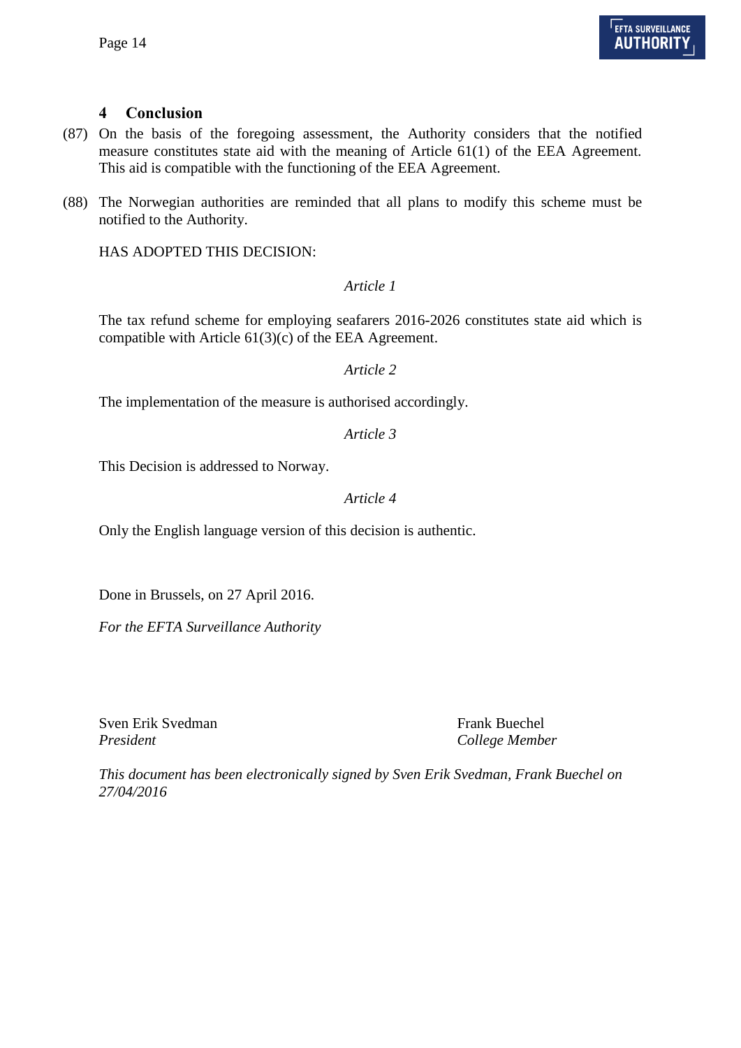## 4 Conclusion

(87) On the basis of the foregoing assessment, the Authority considers that the notified measure constitutes state aid with the meaning of Article 61(1) of the EEA Agreement. This aid is compatible with the functioning of the EEA Agreement.

(88) The Norwegian authorities are reminded that all plans to modify this scheme must be notified to the Authority.

HAS ADOPTED THIS DECISION:

*Article 1*

The tax refund scheme for employing seafarers 2016-2026 constitutes state aid which is compatible with Article 61(3)(c) of the EEA Agreement.

*Article 2*

The implementation of the measure is authorised accordingly.

*Article 3*

This Decision is addressed to Norway.

*Article 4*

Only the English language version of this decision is authentic.

Done in Brussels, on 27 April 2016.

*For the EFTA Surveillance Authority*

Sven Erik Svedman
*President*

Frank Buechel
*College Member*

*This document has been electronically signed by Sven Erik Svedman, Frank Buechel on 27/04/2016*